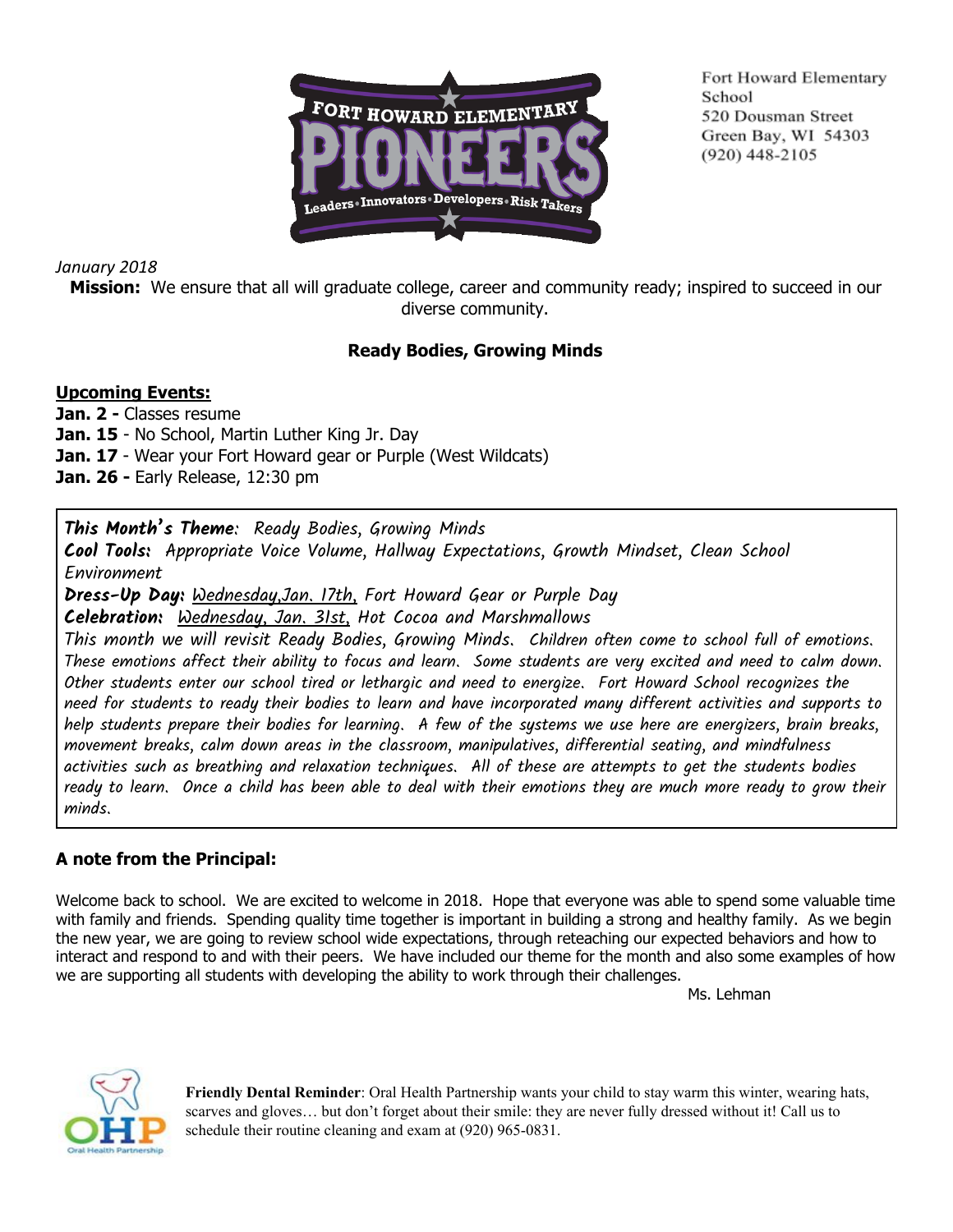Fort Howard Elementary School
520 Dousman Street
Green Bay, WI 54303
(920) 448-2105

*January 2018*

**Mission:** We ensure that all will graduate college, career and community ready; inspired to succeed in our diverse community.

**Ready Bodies, Growing Minds**

**Upcoming Events:**

**Jan. 2 -** Classes resume
**Jan. 15** - No School, Martin Luther King Jr. Day
**Jan. 17** - Wear your Fort Howard gear or Purple (West Wildcats)
**Jan. 26 -** Early Release, 12:30 pm

**This Month's Theme**: Ready Bodies, Growing Minds
**Cool Tools:** Appropriate Voice Volume, Hallway Expectations, Growth Mindset, Clean School Environment
**Dress-Up Day:** Wednesday,Jan. 17th, Fort Howard Gear or Purple Day
**Celebration:** Wednesday, Jan. 31st, Hot Cocoa and Marshmallows
This month we will revisit Ready Bodies, Growing Minds. Children often come to school full of emotions. These emotions affect their ability to focus and learn. Some students are very excited and need to calm down. Other students enter our school tired or lethargic and need to energize. Fort Howard School recognizes the need for students to ready their bodies to learn and have incorporated many different activities and supports to help students prepare their bodies for learning. A few of the systems we use here are energizers, brain breaks, movement breaks, calm down areas in the classroom, manipulatives, differential seating, and mindfulness activities such as breathing and relaxation techniques. All of these are attempts to get the students bodies ready to learn. Once a child has been able to deal with their emotions they are much more ready to grow their minds.

**A note from the Principal:**

Welcome back to school. We are excited to welcome in 2018. Hope that everyone was able to spend some valuable time with family and friends. Spending quality time together is important in building a strong and healthy family. As we begin the new year, we are going to review school wide expectations, through reteaching our expected behaviors and how to interact and respond to and with their peers. We have included our theme for the month and also some examples of how we are supporting all students with developing the ability to work through their challenges.

Ms. Lehman

**Friendly Dental Reminder**: Oral Health Partnership wants your child to stay warm this winter, wearing hats, scarves and gloves… but don't forget about their smile: they are never fully dressed without it! Call us to schedule their routine cleaning and exam at (920) 965-0831.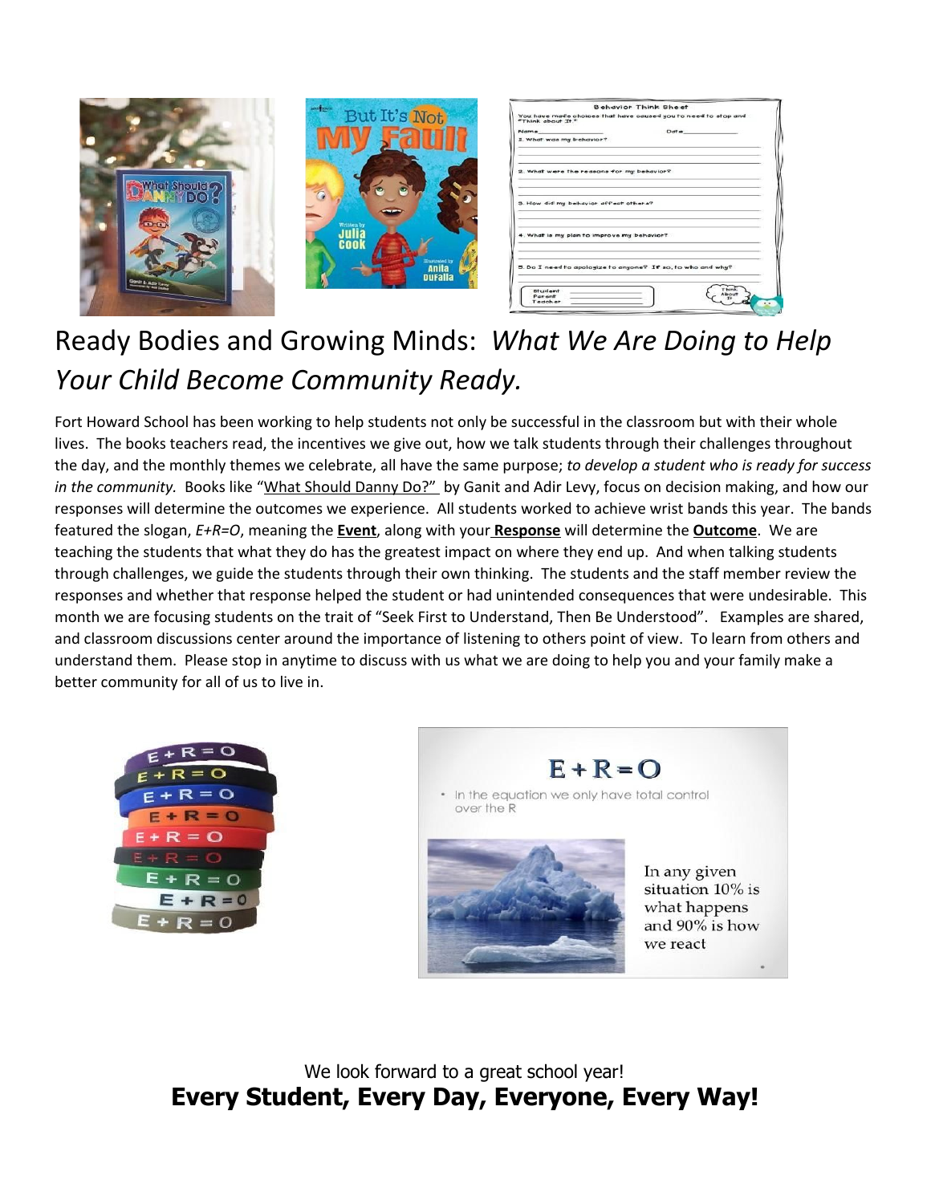# Ready Bodies and Growing Minds: *What We Are Doing to Help Your Child Become Community Ready.*

Fort Howard School has been working to help students not only be successful in the classroom but with their whole lives. The books teachers read, the incentives we give out, how we talk students through their challenges throughout the day, and the monthly themes we celebrate, all have the same purpose; *to develop a student who is ready for success in the community.* Books like "What Should Danny Do?" by Ganit and Adir Levy, focus on decision making, and how our responses will determine the outcomes we experience. All students worked to achieve wrist bands this year. The bands featured the slogan, *E+R=O*, meaning the **Event**, along with your **Response** will determine the **Outcome**. We are teaching the students that what they do has the greatest impact on where they end up. And when talking students through challenges, we guide the students through their own thinking. The students and the staff member review the responses and whether that response helped the student or had unintended consequences that were undesirable. This month we are focusing students on the trait of "Seek First to Understand, Then Be Understood". Examples are shared, and classroom discussions center around the importance of listening to others point of view. To learn from others and understand them. Please stop in anytime to discuss with us what we are doing to help you and your family make a better community for all of us to live in.

We look forward to a great school year!

**Every Student, Every Day, Everyone, Every Way!**